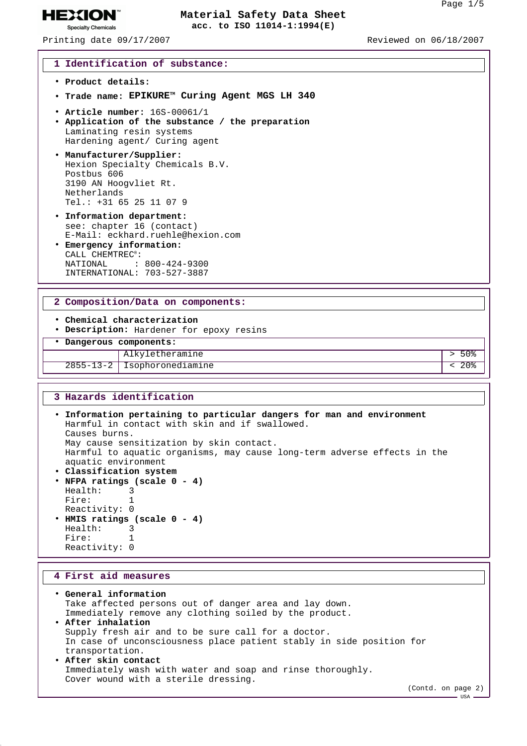# Material Safety Data Sheet
**acc. to ISO 11014-1:1994(E)**

Printing date 09/17/2007 Reviewed on 06/18/2007

## 1 Identification of substance:

- **Product details:**
- **Trade name: EPIKURE™ Curing Agent MGS LH 340**
- **Article number:** 16S-00061/1
- **Application of the substance / the preparation**
  Laminating resin systems
  Hardening agent/ Curing agent
- **Manufacturer/Supplier:**
  Hexion Specialty Chemicals B.V.
  Postbus 606
  3190 AN Hoogvliet Rt.
  Netherlands
  Tel.: +31 65 25 11 07 9
- **Information department:**
  see: chapter 16 (contact)
  E-Mail: eckhard.ruehle@hexion.com
- **Emergency information:**
  CALL CHEMTREC®:
  NATIONAL : 800-424-9300
  INTERNATIONAL: 703-527-3887

## 2 Composition/Data on components:

- **Chemical characterization**
- **Description:** Hardener for epoxy resins
- **Dangerous components:**

| CAS | Component | Content |
|---|---|---|
| | Alkyletheramine | > 50% |
| 2855-13-2 | Isophoronediamine | < 20% |

## 3 Hazards identification

- **Information pertaining to particular dangers for man and environment**
  Harmful in contact with skin and if swallowed.
  Causes burns.
  May cause sensitization by skin contact.
  Harmful to aquatic organisms, may cause long-term adverse effects in the aquatic environment
- **Classification system**
- **NFPA ratings (scale 0 - 4)**
  Health: 3
  Fire: 1
  Reactivity: 0
- **HMIS ratings (scale 0 - 4)**
  Health: 3
  Fire: 1
  Reactivity: 0

## 4 First aid measures

- **General information**
  Take affected persons out of danger area and lay down.
  Immediately remove any clothing soiled by the product.
- **After inhalation**
  Supply fresh air and to be sure call for a doctor.
  In case of unconsciousness place patient stably in side position for transportation.
- **After skin contact**
  Immediately wash with water and soap and rinse thoroughly.
  Cover wound with a sterile dressing.

(Contd. on page 2)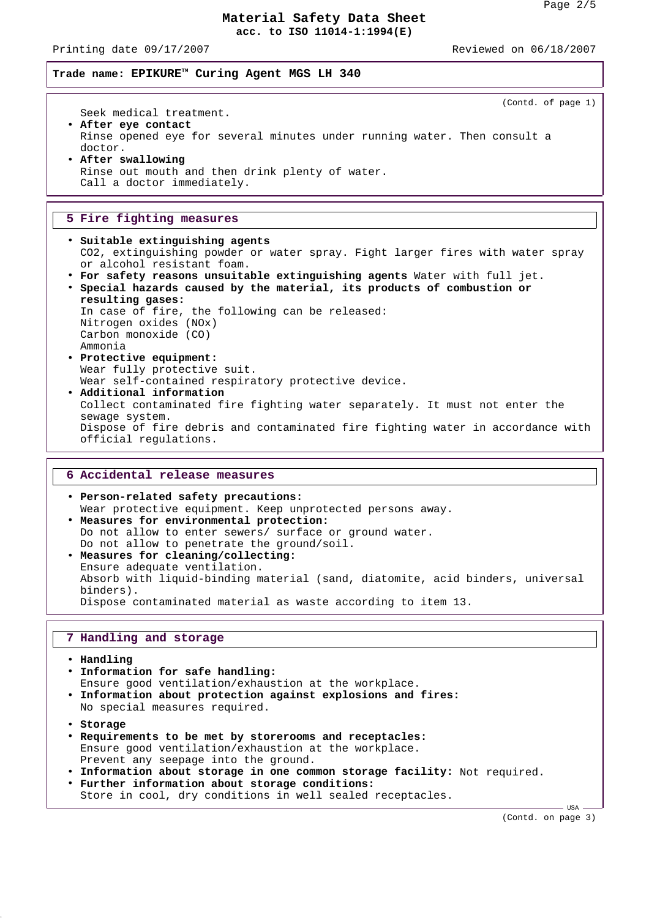**Trade name: EPIKURE™ Curing Agent MGS LH 340**

(Contd. of page 1)

Seek medical treatment.

- **After eye contact**
  Rinse opened eye for several minutes under running water. Then consult a doctor.
- **After swallowing**
  Rinse out mouth and then drink plenty of water.
  Call a doctor immediately.

## 5 Fire fighting measures

- **Suitable extinguishing agents**
  $CO_2$, extinguishing powder or water spray. Fight larger fires with water spray or alcohol resistant foam.
- **For safety reasons unsuitable extinguishing agents** Water with full jet.
- **Special hazards caused by the material, its products of combustion or resulting gases:**
  In case of fire, the following can be released:
  Nitrogen oxides (NOx)
  Carbon monoxide (CO)
  Ammonia
- **Protective equipment:**
  Wear fully protective suit.
  Wear self-contained respiratory protective device.
- **Additional information**
  Collect contaminated fire fighting water separately. It must not enter the sewage system.
  Dispose of fire debris and contaminated fire fighting water in accordance with official regulations.

## 6 Accidental release measures

- **Person-related safety precautions:**
  Wear protective equipment. Keep unprotected persons away.
- **Measures for environmental protection:**
  Do not allow to enter sewers/ surface or ground water.
  Do not allow to penetrate the ground/soil.
- **Measures for cleaning/collecting:**
  Ensure adequate ventilation.
  Absorb with liquid-binding material (sand, diatomite, acid binders, universal binders).
  Dispose contaminated material as waste according to item 13.

## 7 Handling and storage

- **Handling**
- **Information for safe handling:**
  Ensure good ventilation/exhaustion at the workplace.
- **Information about protection against explosions and fires:**
  No special measures required.
- **Storage**
- **Requirements to be met by storerooms and receptacles:**
  Ensure good ventilation/exhaustion at the workplace.
  Prevent any seepage into the ground.
- **Information about storage in one common storage facility:** Not required.
- **Further information about storage conditions:**
  Store in cool, dry conditions in well sealed receptacles.

(Contd. on page 3)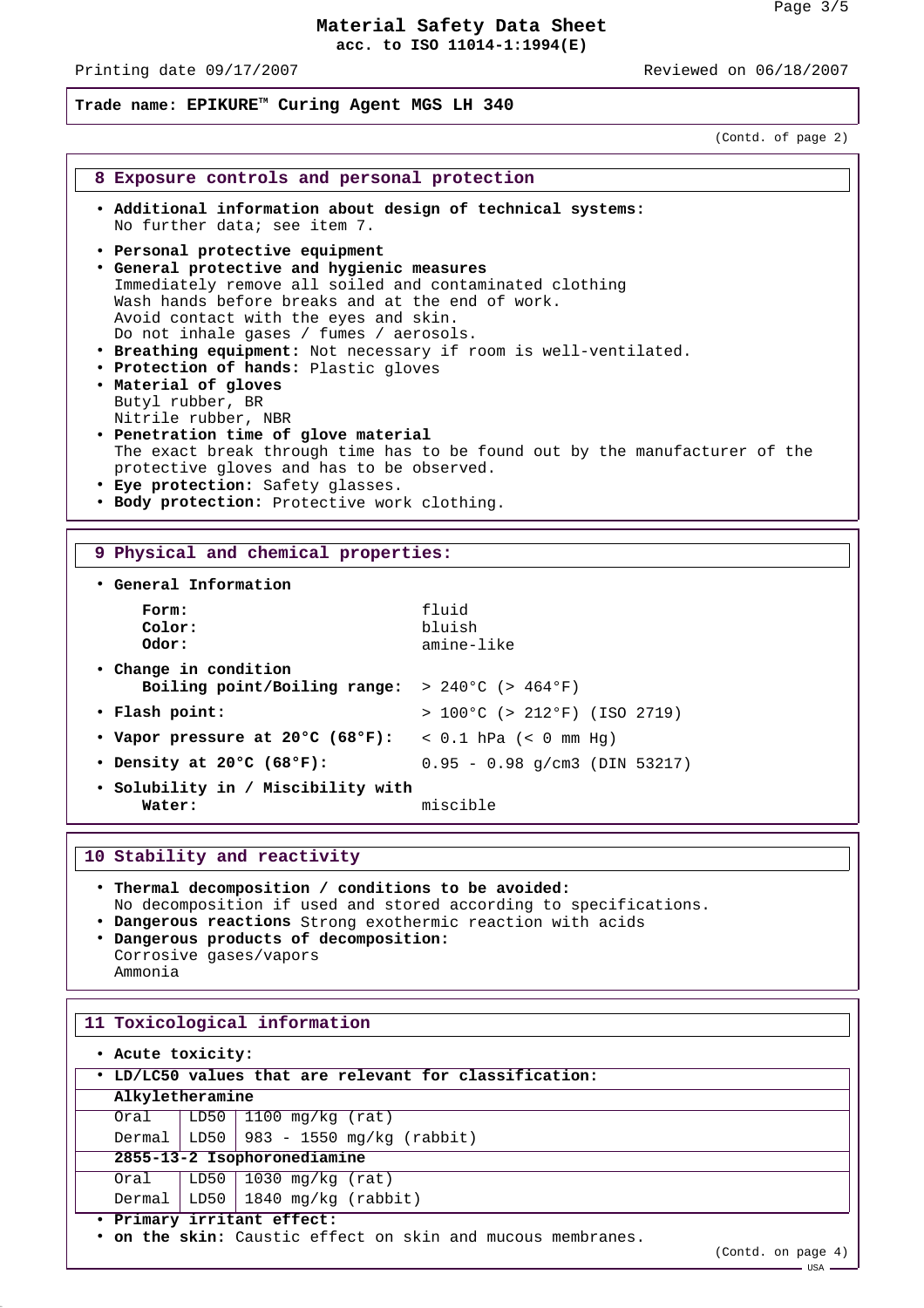# Material Safety Data Sheet
**acc. to ISO 11014-1:1994(E)**

Printing date 09/17/2007 Reviewed on 06/18/2007

**Trade name: EPIKURE™ Curing Agent MGS LH 340**

(Contd. of page 2)

## 8 Exposure controls and personal protection

- **Additional information about design of technical systems:**
  No further data; see item 7.
- **Personal protective equipment**
- **General protective and hygienic measures**
  Immediately remove all soiled and contaminated clothing
  Wash hands before breaks and at the end of work.
  Avoid contact with the eyes and skin.
  Do not inhale gases / fumes / aerosols.
- **Breathing equipment:** Not necessary if room is well-ventilated.
- **Protection of hands:** Plastic gloves
- **Material of gloves**
  Butyl rubber, BR
  Nitrile rubber, NBR
- **Penetration time of glove material**
  The exact break through time has to be found out by the manufacturer of the protective gloves and has to be observed.
- **Eye protection:** Safety glasses.
- **Body protection:** Protective work clothing.

## 9 Physical and chemical properties:

- **General Information**
  - **Form:** fluid
  - **Color:** bluish
  - **Odor:** amine-like
- **Change in condition**
  - **Boiling point/Boiling range:** > 240°C (> 464°F)
- **Flash point:** > 100°C (> 212°F) (ISO 2719)
- **Vapor pressure at 20°C (68°F):** < 0.1 hPa (< 0 mm Hg)
- **Density at 20°C (68°F):** 0.95 - 0.98 g/cm3 (DIN 53217)
- **Solubility in / Miscibility with**
  - **Water:** miscible

## 10 Stability and reactivity

- **Thermal decomposition / conditions to be avoided:**
  No decomposition if used and stored according to specifications.
- **Dangerous reactions** Strong exothermic reaction with acids
- **Dangerous products of decomposition:**
  Corrosive gases/vapors
  Ammonia

## 11 Toxicological information

- **Acute toxicity:**

| • LD/LC50 values that are relevant for classification: | | |
|---|---|---|
| **Alkyletheramine** | | |
| Oral | LD50 | 1100 mg/kg (rat) |
| Dermal | LD50 | 983 - 1550 mg/kg (rabbit) |
| **2855-13-2 Isophoronediamine** | | |
| Oral | LD50 | 1030 mg/kg (rat) |
| Dermal | LD50 | 1840 mg/kg (rabbit) |

- **Primary irritant effect:**
- **on the skin:** Caustic effect on skin and mucous membranes.

(Contd. on page 4)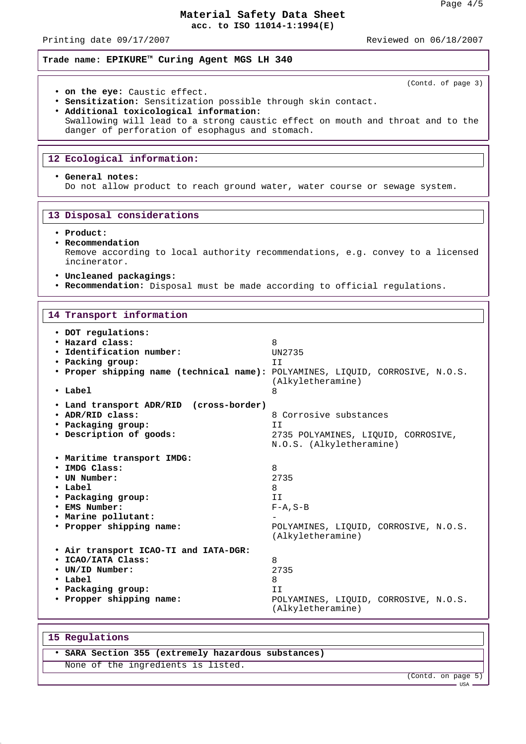**Material Safety Data Sheet**
**acc. to ISO 11014-1:1994(E)**

Printing date 09/17/2007 Reviewed on 06/18/2007

**Trade name: EPIKURE™ Curing Agent MGS LH 340**

(Contd. of page 3)

- **on the eye:** Caustic effect.
- **Sensitization:** Sensitization possible through skin contact.
- **Additional toxicological information:**
  Swallowing will lead to a strong caustic effect on mouth and throat and to the danger of perforation of esophagus and stomach.

## 12 Ecological information:

- **General notes:**
  Do not allow product to reach ground water, water course or sewage system.

## 13 Disposal considerations

- **Product:**
- **Recommendation**
  Remove according to local authority recommendations, e.g. convey to a licensed incinerator.
- **Uncleaned packagings:**
- **Recommendation:** Disposal must be made according to official regulations.

## 14 Transport information

- **DOT regulations:**
- **Hazard class:** 8
- **Identification number:** UN2735
- **Packing group:** II
- **Proper shipping name (technical name):** POLYAMINES, LIQUID, CORROSIVE, N.O.S. (Alkyletheramine)
- **Label** 8

- **Land transport ADR/RID (cross-border)**
- **ADR/RID class:** 8 Corrosive substances
- **Packaging group:** II
- **Description of goods:** 2735 POLYAMINES, LIQUID, CORROSIVE, N.O.S. (Alkyletheramine)

- **Maritime transport IMDG:**
- **IMDG Class:** 8
- **UN Number:** 2735
- **Label** 8
- **Packaging group:** II
- **EMS Number:** F-A,S-B
- **Marine pollutant:** -
- **Propper shipping name:** POLYAMINES, LIQUID, CORROSIVE, N.O.S. (Alkyletheramine)

- **Air transport ICAO-TI and IATA-DGR:**
- **ICAO/IATA Class:** 8
- **UN/ID Number:** 2735
- **Label** 8
- **Packaging group:** II
- **Propper shipping name:** POLYAMINES, LIQUID, CORROSIVE, N.O.S. (Alkyletheramine)

## 15 Regulations

- **SARA Section 355 (extremely hazardous substances)**
  None of the ingredients is listed.

(Contd. on page 5)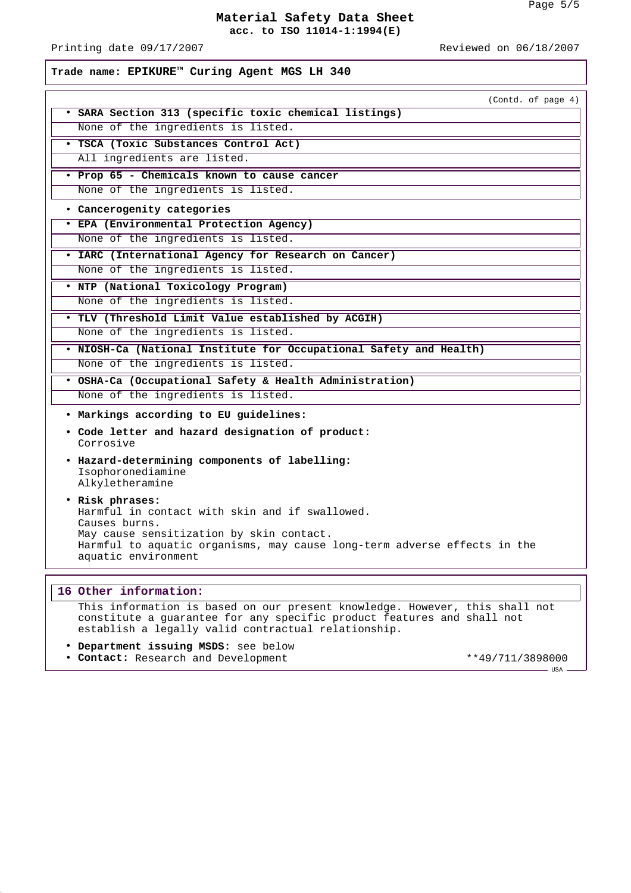Trade name: **EPIKURE™ Curing Agent MGS LH 340**

(Contd. of page 4)

- **SARA Section 313 (specific toxic chemical listings)**
  None of the ingredients is listed.
- **TSCA (Toxic Substances Control Act)**
  All ingredients are listed.
- **Prop 65 - Chemicals known to cause cancer**
  None of the ingredients is listed.
- **Cancerogenity categories**
- **EPA (Environmental Protection Agency)**
  None of the ingredients is listed.
- **IARC (International Agency for Research on Cancer)**
  None of the ingredients is listed.
- **NTP (National Toxicology Program)**
  None of the ingredients is listed.
- **TLV (Threshold Limit Value established by ACGIH)**
  None of the ingredients is listed.
- **NIOSH-Ca (National Institute for Occupational Safety and Health)**
  None of the ingredients is listed.
- **OSHA-Ca (Occupational Safety & Health Administration)**
  None of the ingredients is listed.
- **Markings according to EU guidelines:**
- **Code letter and hazard designation of product:**
  Corrosive
- **Hazard-determining components of labelling:**
  Isophoronediamine
  Alkyletheramine
- **Risk phrases:**
  Harmful in contact with skin and if swallowed.
  Causes burns.
  May cause sensitization by skin contact.
  Harmful to aquatic organisms, may cause long-term adverse effects in the aquatic environment

## 16 Other information:

This information is based on our present knowledge. However, this shall not constitute a guarantee for any specific product features and shall not establish a legally valid contractual relationship.

- **Department issuing MSDS:** see below
- **Contact:** Research and Development **49/711/3898000

USA